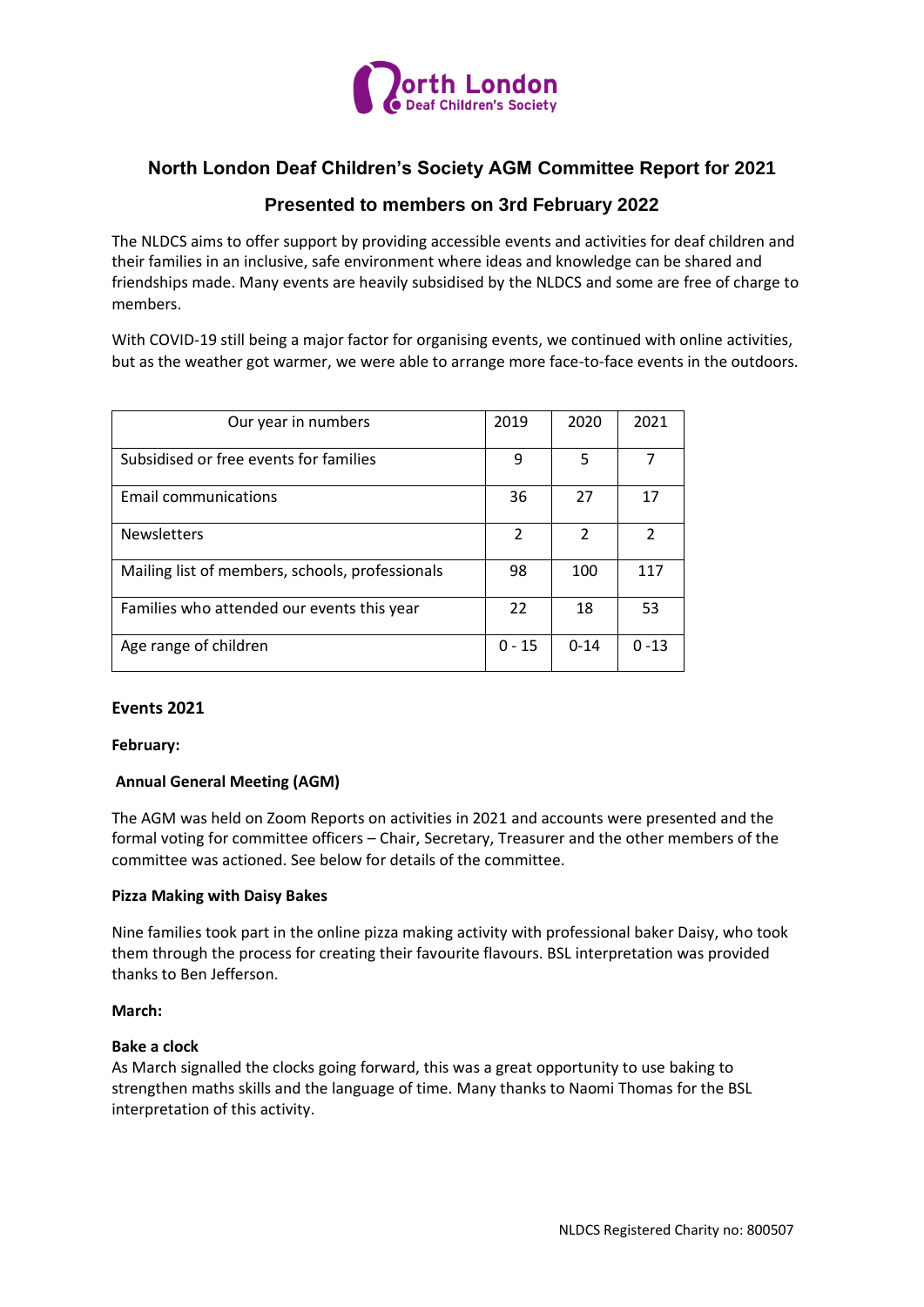# North London Deaf Children's Society AGM Committee Report for 2021

## Presented to members on 3rd February 2022

The NLDCS aims to offer support by providing accessible events and activities for deaf children and their families in an inclusive, safe environment where ideas and knowledge can be shared and friendships made. Many events are heavily subsidised by the NLDCS and some are free of charge to members.

With COVID-19 still being a major factor for organising events, we continued with online activities, but as the weather got warmer, we were able to arrange more face-to-face events in the outdoors.

| Our year in numbers | 2019 | 2020 | 2021 |
|---|---|---|---|
| Subsidised or free events for families | 9 | 5 | 7 |
| Email communications | 36 | 27 | 17 |
| Newsletters | 2 | 2 | 2 |
| Mailing list of members, schools, professionals | 98 | 100 | 117 |
| Families who attended our events this year | 22 | 18 | 53 |
| Age range of children | 0 - 15 | 0-14 | 0 -13 |

### Events 2021

**February:**

**Annual General Meeting (AGM)**

The AGM was held on Zoom Reports on activities in 2021 and accounts were presented and the formal voting for committee officers – Chair, Secretary, Treasurer and the other members of the committee was actioned. See below for details of the committee.

**Pizza Making with Daisy Bakes**

Nine families took part in the online pizza making activity with professional baker Daisy, who took them through the process for creating their favourite flavours. BSL interpretation was provided thanks to Ben Jefferson.

**March:**

**Bake a clock**

As March signalled the clocks going forward, this was a great opportunity to use baking to strengthen maths skills and the language of time. Many thanks to Naomi Thomas for the BSL interpretation of this activity.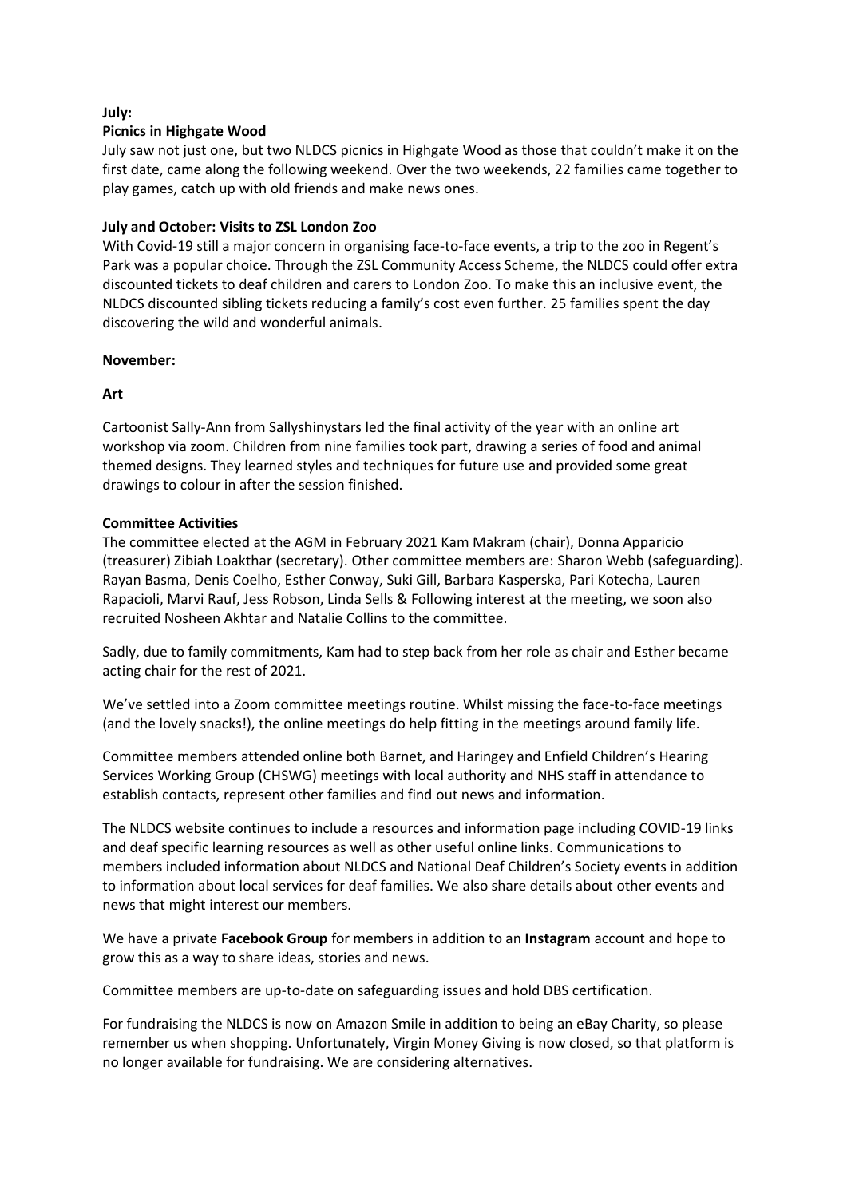**July:**

**Picnics in Highgate Wood**

July saw not just one, but two NLDCS picnics in Highgate Wood as those that couldn't make it on the first date, came along the following weekend. Over the two weekends, 22 families came together to play games, catch up with old friends and make news ones.

**July and October: Visits to ZSL London Zoo**

With Covid-19 still a major concern in organising face-to-face events, a trip to the zoo in Regent's Park was a popular choice. Through the ZSL Community Access Scheme, the NLDCS could offer extra discounted tickets to deaf children and carers to London Zoo. To make this an inclusive event, the NLDCS discounted sibling tickets reducing a family's cost even further. 25 families spent the day discovering the wild and wonderful animals.

**November:**

**Art**

Cartoonist Sally-Ann from Sallyshinystars led the final activity of the year with an online art workshop via zoom. Children from nine families took part, drawing a series of food and animal themed designs. They learned styles and techniques for future use and provided some great drawings to colour in after the session finished.

**Committee Activities**

The committee elected at the AGM in February 2021 Kam Makram (chair), Donna Apparicio (treasurer) Zibiah Loakthar (secretary). Other committee members are: Sharon Webb (safeguarding). Rayan Basma, Denis Coelho, Esther Conway, Suki Gill, Barbara Kasperska, Pari Kotecha, Lauren Rapacioli, Marvi Rauf, Jess Robson, Linda Sells & Following interest at the meeting, we soon also recruited Nosheen Akhtar and Natalie Collins to the committee.

Sadly, due to family commitments, Kam had to step back from her role as chair and Esther became acting chair for the rest of 2021.

We've settled into a Zoom committee meetings routine. Whilst missing the face-to-face meetings (and the lovely snacks!), the online meetings do help fitting in the meetings around family life.

Committee members attended online both Barnet, and Haringey and Enfield Children's Hearing Services Working Group (CHSWG) meetings with local authority and NHS staff in attendance to establish contacts, represent other families and find out news and information.

The NLDCS website continues to include a resources and information page including COVID-19 links and deaf specific learning resources as well as other useful online links. Communications to members included information about NLDCS and National Deaf Children's Society events in addition to information about local services for deaf families. We also share details about other events and news that might interest our members.

We have a private **Facebook Group** for members in addition to an **Instagram** account and hope to grow this as a way to share ideas, stories and news.

Committee members are up-to-date on safeguarding issues and hold DBS certification.

For fundraising the NLDCS is now on Amazon Smile in addition to being an eBay Charity, so please remember us when shopping. Unfortunately, Virgin Money Giving is now closed, so that platform is no longer available for fundraising. We are considering alternatives.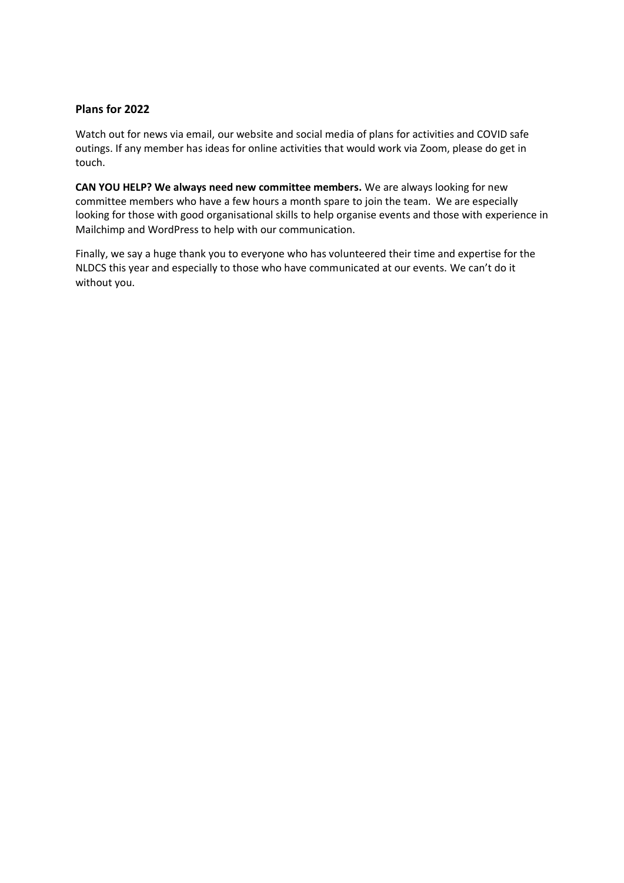## Plans for 2022

Watch out for news via email, our website and social media of plans for activities and COVID safe outings. If any member has ideas for online activities that would work via Zoom, please do get in touch.

**CAN YOU HELP? We always need new committee members.** We are always looking for new committee members who have a few hours a month spare to join the team. We are especially looking for those with good organisational skills to help organise events and those with experience in Mailchimp and WordPress to help with our communication.

Finally, we say a huge thank you to everyone who has volunteered their time and expertise for the NLDCS this year and especially to those who have communicated at our events. We can't do it without you.